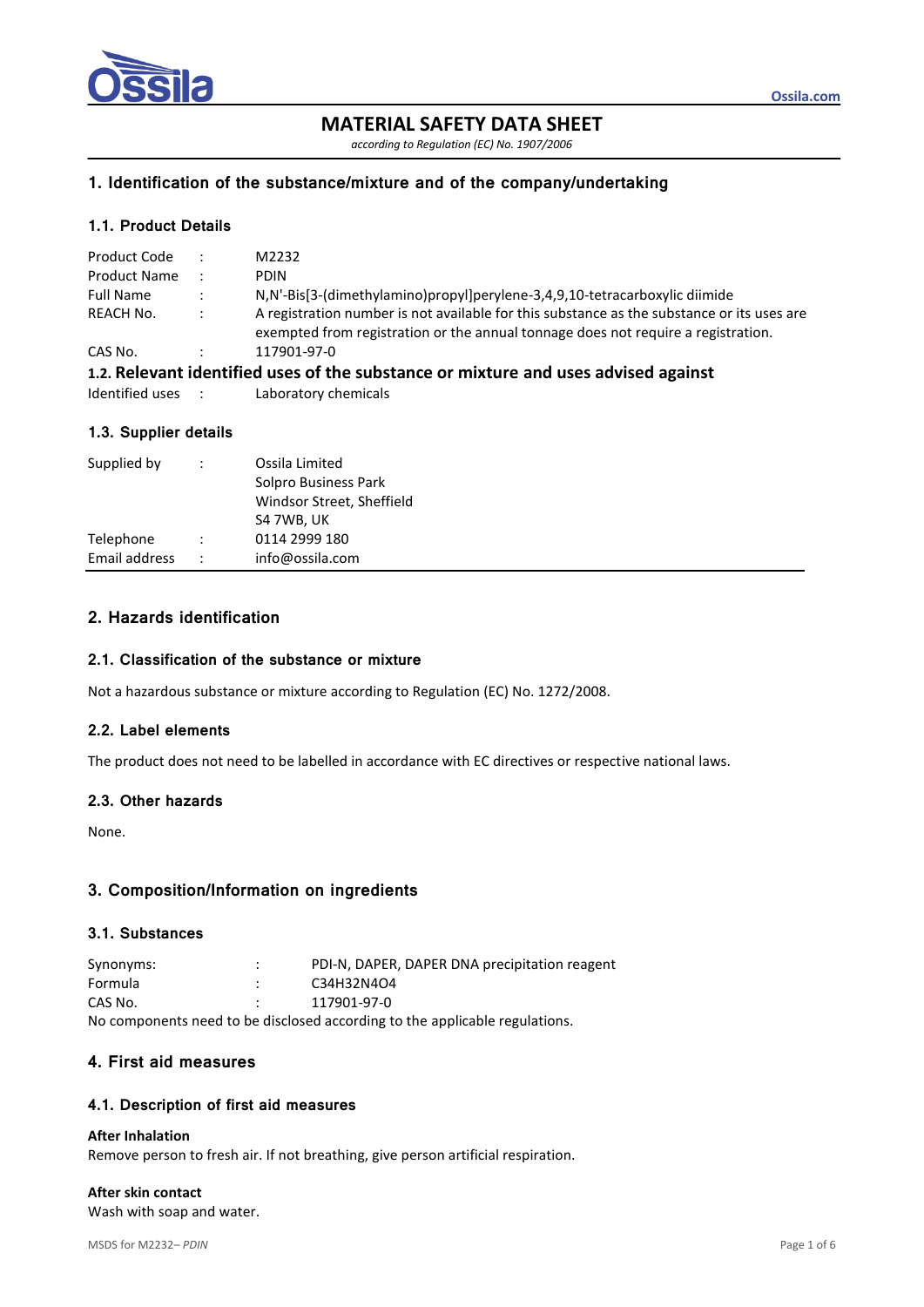# MATERIAL SAFETY DATA SHEET

*according to Regulation (EC) No. 1907/2006*

## 1. Identification of the substance/mixture and of the company/undertaking

### 1.1. Product Details

| | | |
|---|---|---|
| Product Code | : | M2232 |
| Product Name | : | PDIN |
| Full Name | : | N,N'-Bis[3-(dimethylamino)propyl]perylene-3,4,9,10-tetracarboxylic diimide |
| REACH No. | : | A registration number is not available for this substance as the substance or its uses are exempted from registration or the annual tonnage does not require a registration. |
| CAS No. | : | 117901-97-0 |

### 1.2. Relevant identified uses of the substance or mixture and uses advised against

| | | |
|---|---|---|
| Identified uses | : | Laboratory chemicals |

### 1.3. Supplier details

| | | |
|---|---|---|
| Supplied by | : | Ossila Limited<br>Solpro Business Park<br>Windsor Street, Sheffield<br>S4 7WB, UK |
| Telephone | : | 0114 2999 180 |
| Email address | : | info@ossila.com |

## 2. Hazards identification

### 2.1. Classification of the substance or mixture

Not a hazardous substance or mixture according to Regulation (EC) No. 1272/2008.

### 2.2. Label elements

The product does not need to be labelled in accordance with EC directives or respective national laws.

### 2.3. Other hazards

None.

## 3. Composition/Information on ingredients

### 3.1. Substances

| | | |
|---|---|---|
| Synonyms: | : | PDI-N, DAPER, DAPER DNA precipitation reagent |
| Formula | : | $C_{34}H_{32}N_4O_4$ |
| CAS No. | : | 117901-97-0 |

No components need to be disclosed according to the applicable regulations.

## 4. First aid measures

### 4.1. Description of first aid measures

**After Inhalation**

Remove person to fresh air. If not breathing, give person artificial respiration.

**After skin contact**

Wash with soap and water.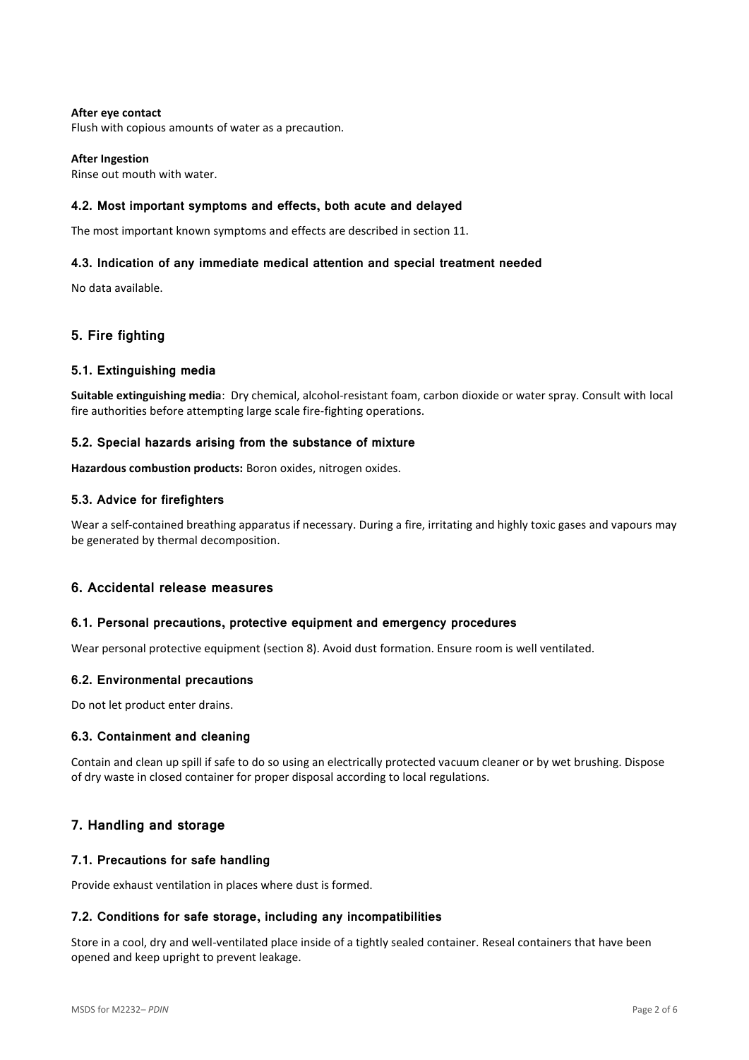**After eye contact**
Flush with copious amounts of water as a precaution.

**After Ingestion**
Rinse out mouth with water.

### 4.2. Most important symptoms and effects, both acute and delayed

The most important known symptoms and effects are described in section 11.

### 4.3. Indication of any immediate medical attention and special treatment needed

No data available.

## 5. Fire fighting

### 5.1. Extinguishing media

**Suitable extinguishing media**: Dry chemical, alcohol-resistant foam, carbon dioxide or water spray. Consult with local fire authorities before attempting large scale fire-fighting operations.

### 5.2. Special hazards arising from the substance of mixture

**Hazardous combustion products:** Boron oxides, nitrogen oxides.

### 5.3. Advice for firefighters

Wear a self-contained breathing apparatus if necessary. During a fire, irritating and highly toxic gases and vapours may be generated by thermal decomposition.

## 6. Accidental release measures

### 6.1. Personal precautions, protective equipment and emergency procedures

Wear personal protective equipment (section 8). Avoid dust formation. Ensure room is well ventilated.

### 6.2. Environmental precautions

Do not let product enter drains.

### 6.3. Containment and cleaning

Contain and clean up spill if safe to do so using an electrically protected vacuum cleaner or by wet brushing. Dispose of dry waste in closed container for proper disposal according to local regulations.

## 7. Handling and storage

### 7.1. Precautions for safe handling

Provide exhaust ventilation in places where dust is formed.

### 7.2. Conditions for safe storage, including any incompatibilities

Store in a cool, dry and well-ventilated place inside of a tightly sealed container. Reseal containers that have been opened and keep upright to prevent leakage.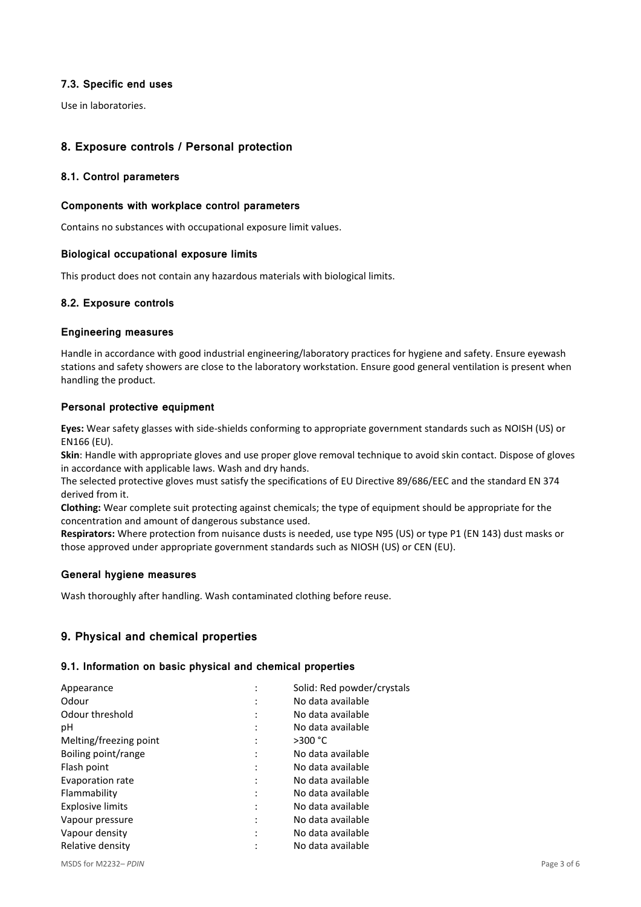### 7.3. Specific end uses

Use in laboratories.

## 8. Exposure controls / Personal protection

### 8.1. Control parameters

#### Components with workplace control parameters

Contains no substances with occupational exposure limit values.

#### Biological occupational exposure limits

This product does not contain any hazardous materials with biological limits.

### 8.2. Exposure controls

#### Engineering measures

Handle in accordance with good industrial engineering/laboratory practices for hygiene and safety. Ensure eyewash stations and safety showers are close to the laboratory workstation. Ensure good general ventilation is present when handling the product.

#### Personal protective equipment

**Eyes:** Wear safety glasses with side-shields conforming to appropriate government standards such as NOISH (US) or EN166 (EU).
**Skin**: Handle with appropriate gloves and use proper glove removal technique to avoid skin contact. Dispose of gloves in accordance with applicable laws. Wash and dry hands.
The selected protective gloves must satisfy the specifications of EU Directive 89/686/EEC and the standard EN 374 derived from it.
**Clothing:** Wear complete suit protecting against chemicals; the type of equipment should be appropriate for the concentration and amount of dangerous substance used.
**Respirators:** Where protection from nuisance dusts is needed, use type N95 (US) or type P1 (EN 143) dust masks or those approved under appropriate government standards such as NIOSH (US) or CEN (EU).

#### General hygiene measures

Wash thoroughly after handling. Wash contaminated clothing before reuse.

## 9. Physical and chemical properties

### 9.1. Information on basic physical and chemical properties

| | | |
|---|---|---|
| Appearance | : | Solid: Red powder/crystals |
| Odour | : | No data available |
| Odour threshold | : | No data available |
| pH | : | No data available |
| Melting/freezing point | : | >300 °C |
| Boiling point/range | : | No data available |
| Flash point | : | No data available |
| Evaporation rate | : | No data available |
| Flammability | : | No data available |
| Explosive limits | : | No data available |
| Vapour pressure | : | No data available |
| Vapour density | : | No data available |
| Relative density | : | No data available |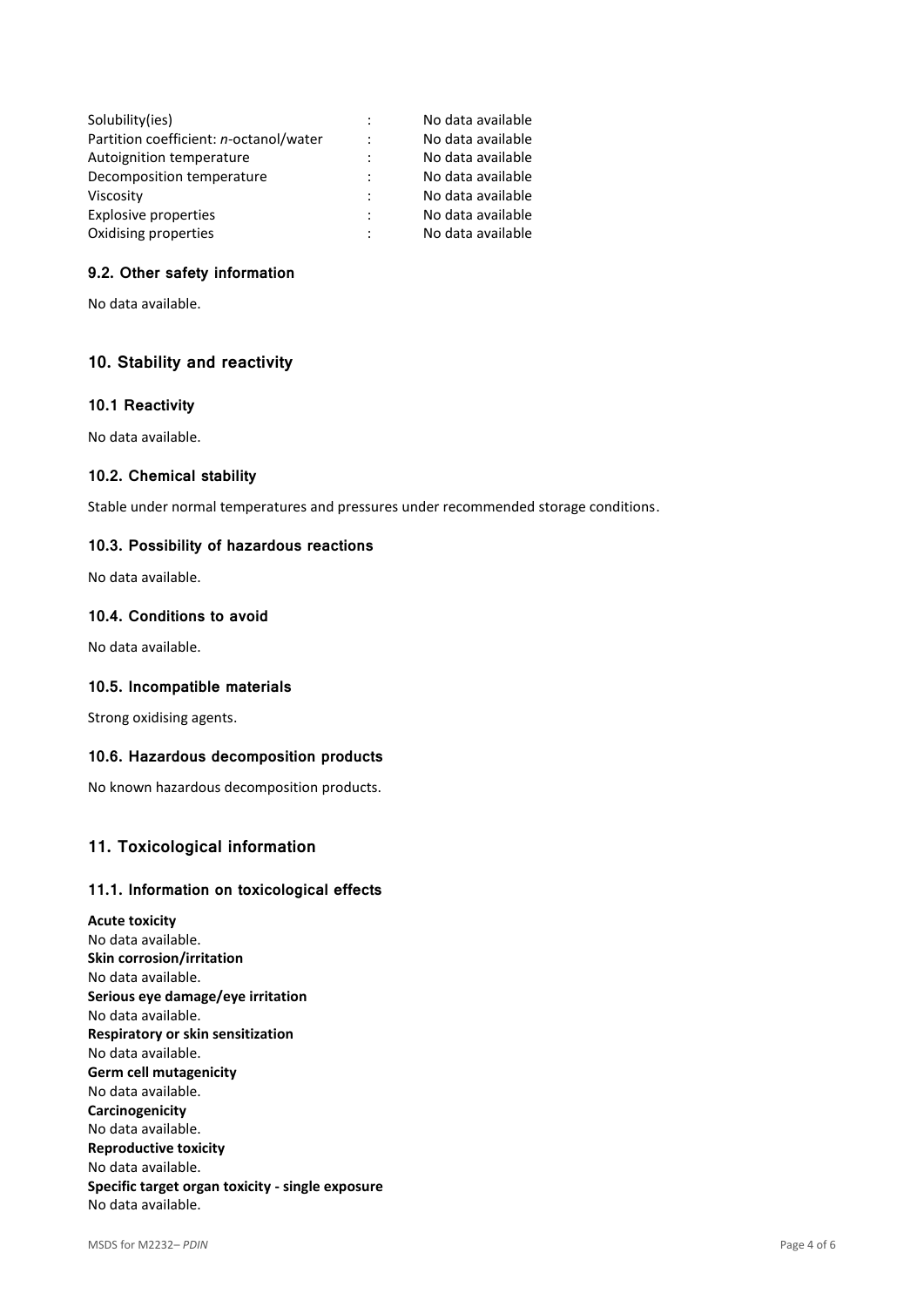| | | |
|---|---|---|
| Solubility(ies) | : | No data available |
| Partition coefficient: *n*-octanol/water | : | No data available |
| Autoignition temperature | : | No data available |
| Decomposition temperature | : | No data available |
| Viscosity | : | No data available |
| Explosive properties | : | No data available |
| Oxidising properties | : | No data available |

### 9.2. Other safety information

No data available.

## 10. Stability and reactivity

### 10.1 Reactivity

No data available.

### 10.2. Chemical stability

Stable under normal temperatures and pressures under recommended storage conditions.

### 10.3. Possibility of hazardous reactions

No data available.

### 10.4. Conditions to avoid

No data available.

### 10.5. Incompatible materials

Strong oxidising agents.

### 10.6. Hazardous decomposition products

No known hazardous decomposition products.

## 11. Toxicological information

### 11.1. Information on toxicological effects

**Acute toxicity**
No data available.
**Skin corrosion/irritation**
No data available.
**Serious eye damage/eye irritation**
No data available.
**Respiratory or skin sensitization**
No data available.
**Germ cell mutagenicity**
No data available.
**Carcinogenicity**
No data available.
**Reproductive toxicity**
No data available.
**Specific target organ toxicity - single exposure**
No data available.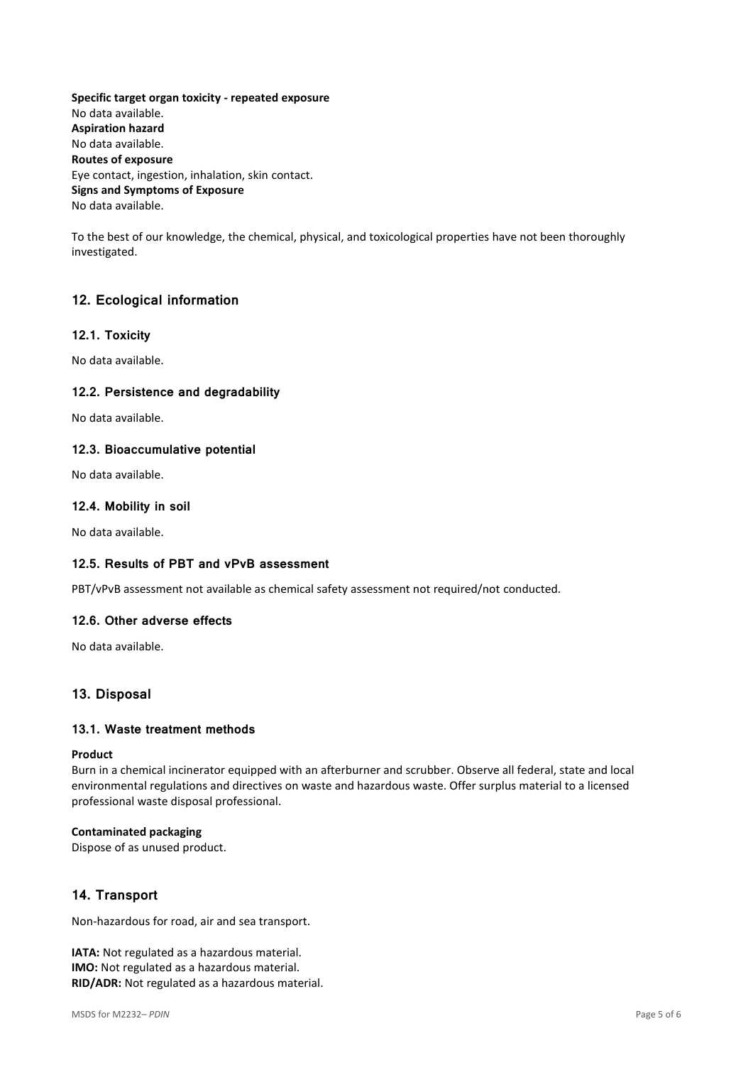**Specific target organ toxicity - repeated exposure**
No data available.
**Aspiration hazard**
No data available.
**Routes of exposure**
Eye contact, ingestion, inhalation, skin contact.
**Signs and Symptoms of Exposure**
No data available.

To the best of our knowledge, the chemical, physical, and toxicological properties have not been thoroughly investigated.

## 12. Ecological information

### 12.1. Toxicity

No data available.

### 12.2. Persistence and degradability

No data available.

### 12.3. Bioaccumulative potential

No data available.

### 12.4. Mobility in soil

No data available.

### 12.5. Results of PBT and vPvB assessment

PBT/vPvB assessment not available as chemical safety assessment not required/not conducted.

### 12.6. Other adverse effects

No data available.

## 13. Disposal

### 13.1. Waste treatment methods

**Product**
Burn in a chemical incinerator equipped with an afterburner and scrubber. Observe all federal, state and local environmental regulations and directives on waste and hazardous waste. Offer surplus material to a licensed professional waste disposal professional.

**Contaminated packaging**
Dispose of as unused product.

## 14. Transport

Non-hazardous for road, air and sea transport.

**IATA:** Not regulated as a hazardous material.
**IMO:** Not regulated as a hazardous material.
**RID/ADR:** Not regulated as a hazardous material.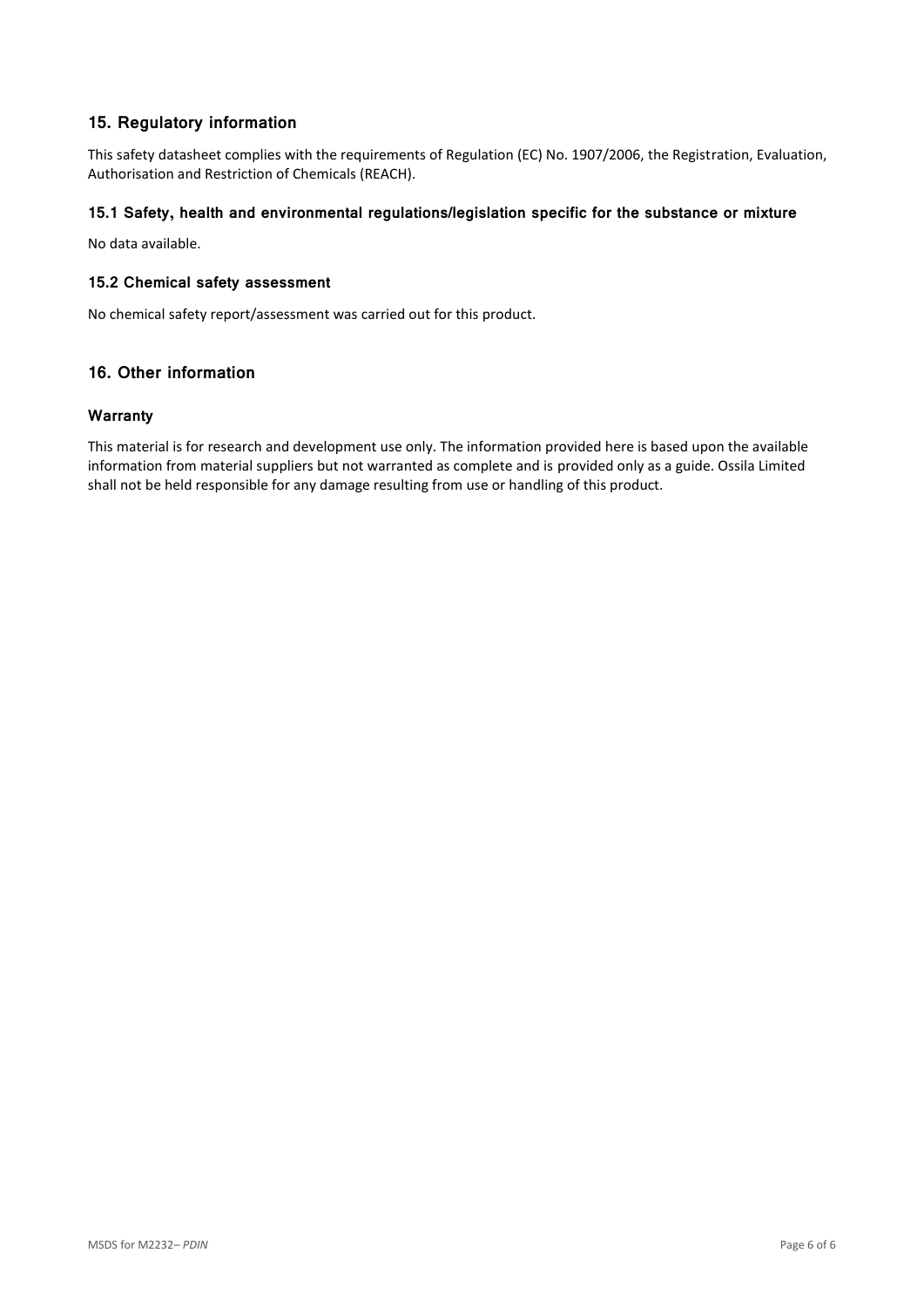## 15. Regulatory information

This safety datasheet complies with the requirements of Regulation (EC) No. 1907/2006, the Registration, Evaluation, Authorisation and Restriction of Chemicals (REACH).

### 15.1 Safety, health and environmental regulations/legislation specific for the substance or mixture

No data available.

### 15.2 Chemical safety assessment

No chemical safety report/assessment was carried out for this product.

## 16. Other information

### Warranty

This material is for research and development use only. The information provided here is based upon the available information from material suppliers but not warranted as complete and is provided only as a guide. Ossila Limited shall not be held responsible for any damage resulting from use or handling of this product.